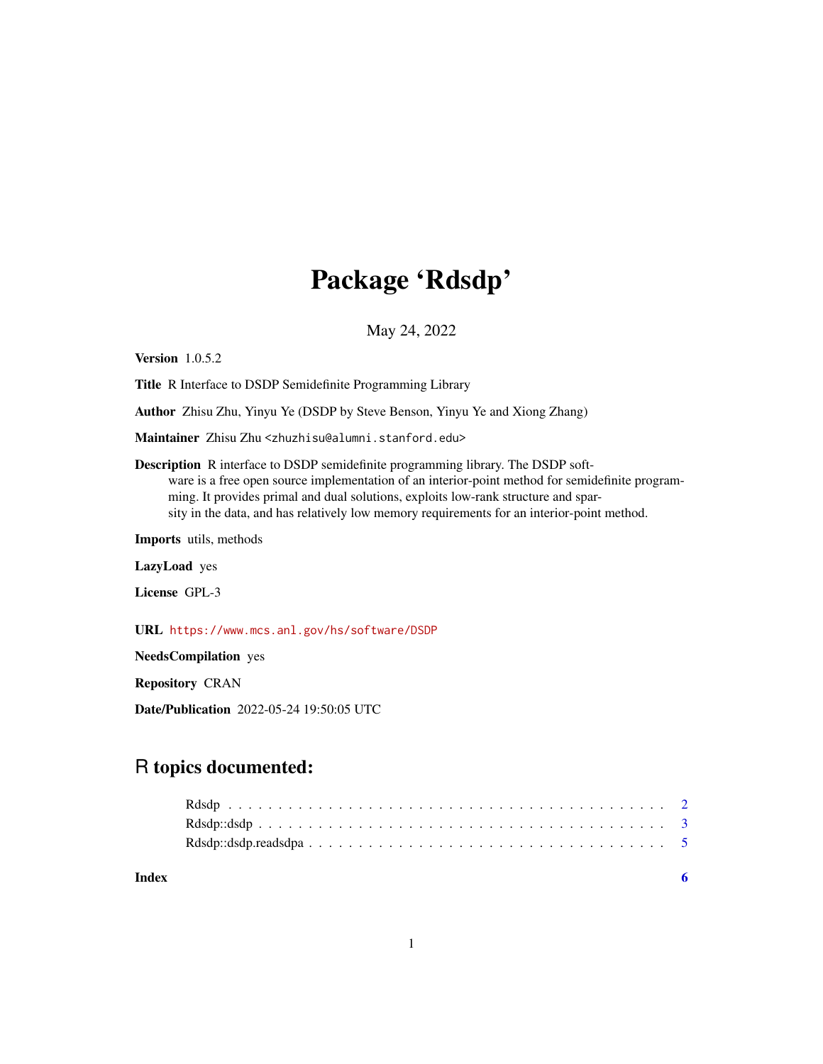# Package 'Rdsdp'

May 24, 2022

**Version** 1.0.5.2

**Title** R Interface to DSDP Semidefinite Programming Library

**Author** Zhisu Zhu, Yinyu Ye (DSDP by Steve Benson, Yinyu Ye and Xiong Zhang)

**Maintainer** Zhisu Zhu <zhuzhisu@alumni.stanford.edu>

**Description** R interface to DSDP semidefinite programming library. The DSDP software is a free open source implementation of an interior-point method for semidefinite programming. It provides primal and dual solutions, exploits low-rank structure and sparsity in the data, and has relatively low memory requirements for an interior-point method.

**Imports** utils, methods

**LazyLoad** yes

**License** GPL-3

**URL** https://www.mcs.anl.gov/hs/software/DSDP

**NeedsCompilation** yes

**Repository** CRAN

**Date/Publication** 2022-05-24 19:50:05 UTC

## R topics documented:

- Rdsdp . . . . . . . . . . . . . . . . . . . . . . . . . . . . . . . . . . . . . . . . . . 2
- Rdsdp::dsdp . . . . . . . . . . . . . . . . . . . . . . . . . . . . . . . . . . . . . . . 3
- Rdsdp::dsdp.readsdpa . . . . . . . . . . . . . . . . . . . . . . . . . . . . . . . . . . 5

**Index** 6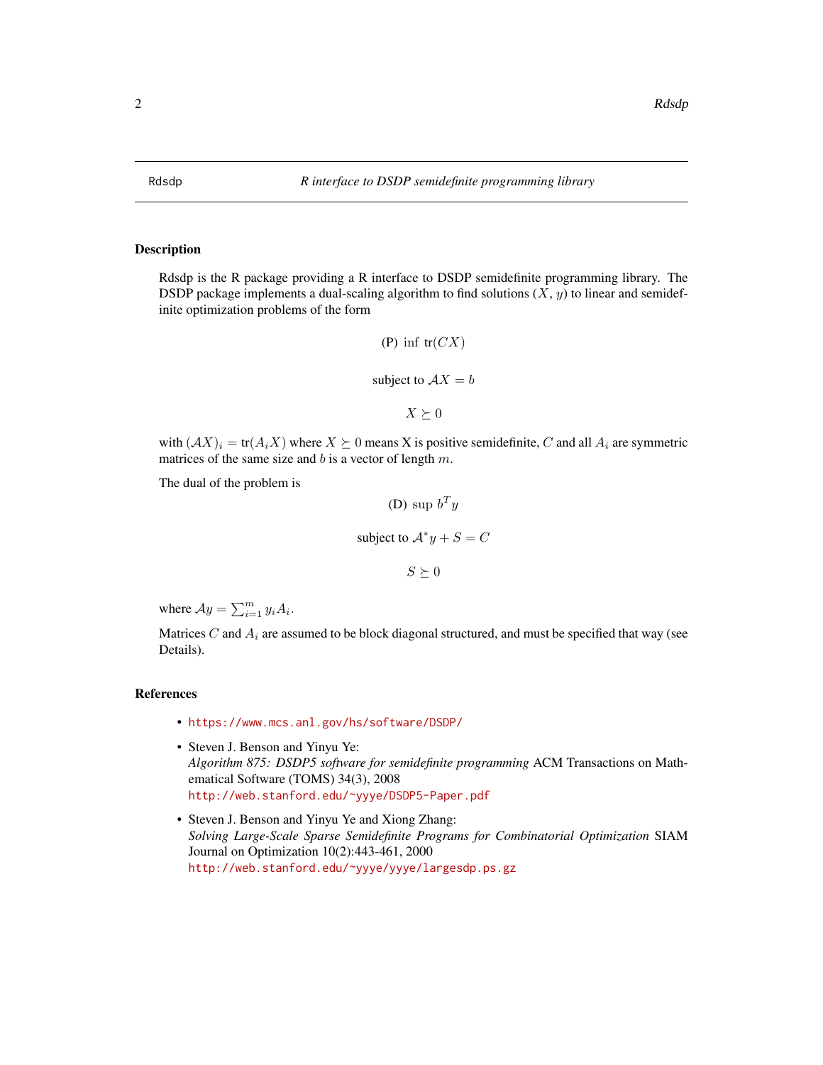Rdsdp — *R interface to DSDP semidefinite programming library*

## Description

Rdsdp is the R package providing a R interface to DSDP semidefinite programming library. The DSDP package implements a dual-scaling algorithm to find solutions ($X$, $y$) to linear and semidefinite optimization problems of the form

$$\text{(P)} \ \inf \ \text{tr}(CX)$$

$$\text{subject to } \mathcal{A}X = b$$

$$X \succeq 0$$

with $(\mathcal{A}X)_i = \text{tr}(A_i X)$ where $X \succeq 0$ means X is positive semidefinite, $C$ and all $A_i$ are symmetric matrices of the same size and $b$ is a vector of length $m$.

The dual of the problem is

$$\text{(D)} \ \sup \ b^T y$$

$$\text{subject to } \mathcal{A}^* y + S = C$$

$$S \succeq 0$$

where $\mathcal{A}y = \sum_{i=1}^{m} y_i A_i$.

Matrices $C$ and $A_i$ are assumed to be block diagonal structured, and must be specified that way (see Details).

## References

- https://www.mcs.anl.gov/hs/software/DSDP/
- Steven J. Benson and Yinyu Ye:
  *Algorithm 875: DSDP5 software for semidefinite programming* ACM Transactions on Mathematical Software (TOMS) 34(3), 2008
  http://web.stanford.edu/~yyye/DSDP5-Paper.pdf
- Steven J. Benson and Yinyu Ye and Xiong Zhang:
  *Solving Large-Scale Sparse Semidefinite Programs for Combinatorial Optimization* SIAM Journal on Optimization 10(2):443-461, 2000
  http://web.stanford.edu/~yyye/yyye/largesdp.ps.gz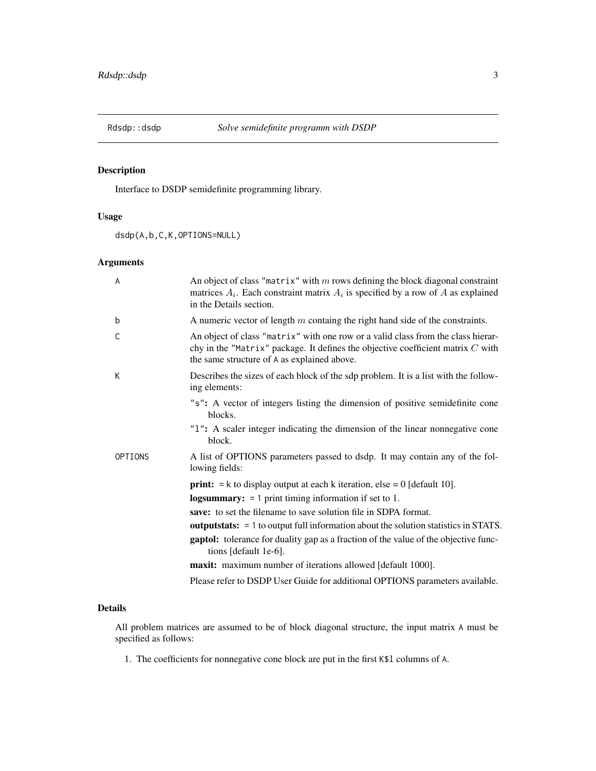Rdsdp::dsdp *Solve semidefinite programm with DSDP*

## Description

Interface to DSDP semidefinite programming library.

## Usage

```
dsdp(A,b,C,K,OPTIONS=NULL)
```

## Arguments

| | |
|---|---|
| A | An object of class "matrix" with $m$ rows defining the block diagonal constraint matrices $A_i$. Each constraint matrix $A_i$ is specified by a row of $A$ as explained in the Details section. |
| b | A numeric vector of length $m$ containg the right hand side of the constraints. |
| C | An object of class "matrix" with one row or a valid class from the class hierarchy in the "Matrix" package. It defines the objective coefficient matrix $C$ with the same structure of A as explained above. |
| K | Describes the sizes of each block of the sdp problem. It is a list with the following elements: <br> **"s":** A vector of integers listing the dimension of positive semidefinite cone blocks. <br> **"l":** A scaler integer indicating the dimension of the linear nonnegative cone block. |
| OPTIONS | A list of OPTIONS parameters passed to dsdp. It may contain any of the following fields: <br> **print:** = k to display output at each k iteration, else = 0 [default 10]. <br> **logsummary:** = 1 print timing information if set to 1. <br> **save:** to set the filename to save solution file in SDPA format. <br> **outputstats:** = 1 to output full information about the solution statistics in STATS. <br> **gaptol:** tolerance for duality gap as a fraction of the value of the objective functions [default 1e-6]. <br> **maxit:** maximum number of iterations allowed [default 1000]. <br> Please refer to DSDP User Guide for additional OPTIONS parameters available. |

## Details

All problem matrices are assumed to be of block diagonal structure, the input matrix A must be specified as follows:

1. The coefficients for nonnegative cone block are put in the first K$l columns of A.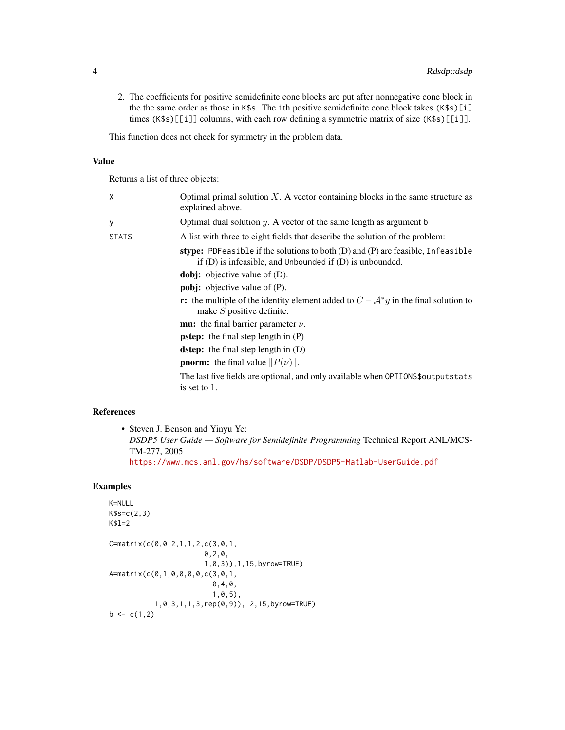2. The coefficients for positive semidefinite cone blocks are put after nonnegative cone block in the the same order as those in `K$s`. The `i`th positive semidefinite cone block takes `(K$s)[i]` times `(K$s)[[i]]` columns, with each row defining a symmetric matrix of size `(K$s)[[i]]`.

This function does not check for symmetry in the problem data.

## Value

Returns a list of three objects:

`X` Optimal primal solution $X$. A vector containing blocks in the same structure as explained above.

`y` Optimal dual solution $y$. A vector of the same length as argument `b`

`STATS` A list with three to eight fields that describe the solution of the problem:

- **stype:** `PDFeasible` if the solutions to both (D) and (P) are feasible, `Infeasible` if (D) is infeasible, and `Unbounded` if (D) is unbounded.
- **dobj:** objective value of (D).
- **pobj:** objective value of (P).
- **r:** the multiple of the identity element added to $C - \mathcal{A}^* y$ in the final solution to make $S$ positive definite.
- **mu:** the final barrier parameter $\nu$.
- **pstep:** the final step length in (P)
- **dstep:** the final step length in (D)
- **pnorm:** the final value $\|P(\nu)\|$.

The last five fields are optional, and only available when `OPTIONS$outputstats` is set to 1.

## References

- Steven J. Benson and Yinyu Ye:
  *DSDP5 User Guide — Software for Semidefinite Programming* Technical Report ANL/MCS-TM-277, 2005
  https://www.mcs.anl.gov/hs/software/DSDP/DSDP5-Matlab-UserGuide.pdf

## Examples

```
K=NULL
K$s=c(2,3)
K$l=2

C=matrix(c(0,0,2,1,1,2,c(3,0,1,
                         0,2,0,
                         1,0,3)),1,15,byrow=TRUE)
A=matrix(c(0,1,0,0,0,0,c(3,0,1,
                           0,4,0,
                           1,0,5),
           1,0,3,1,1,3,rep(0,9)), 2,15,byrow=TRUE)
b <- c(1,2)
```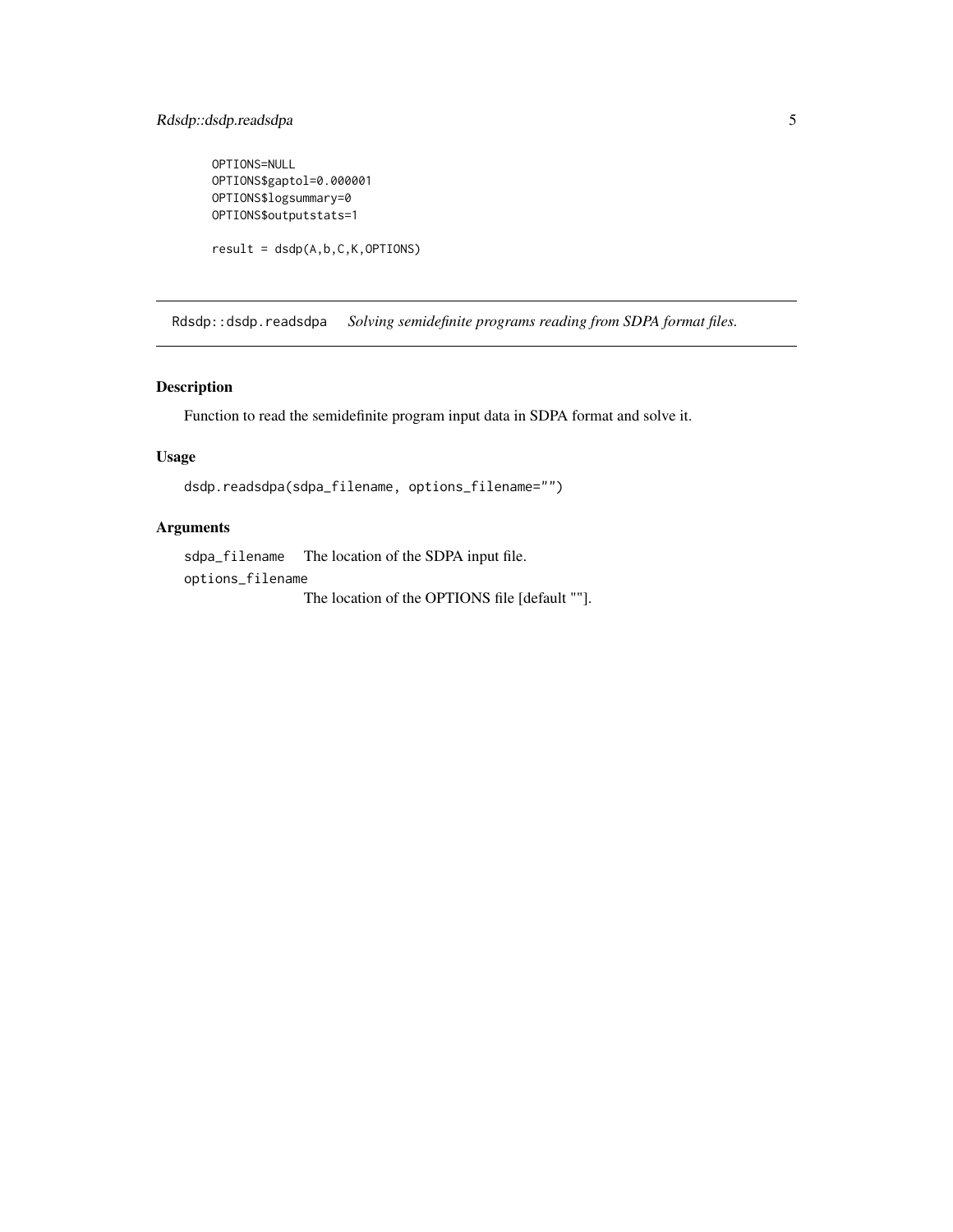```
OPTIONS=NULL
OPTIONS$gaptol=0.000001
OPTIONS$logsummary=0
OPTIONS$outputstats=1

result = dsdp(A,b,C,K,OPTIONS)
```

---

## Rdsdp::dsdp.readsdpa *Solving semidefinite programs reading from SDPA format files.*

---

### Description

Function to read the semidefinite program input data in SDPA format and solve it.

### Usage

```
dsdp.readsdpa(sdpa_filename, options_filename="")
```

### Arguments

| | |
|---|---|
| `sdpa_filename` | The location of the SDPA input file. |
| `options_filename` | The location of the OPTIONS file [default ""]. |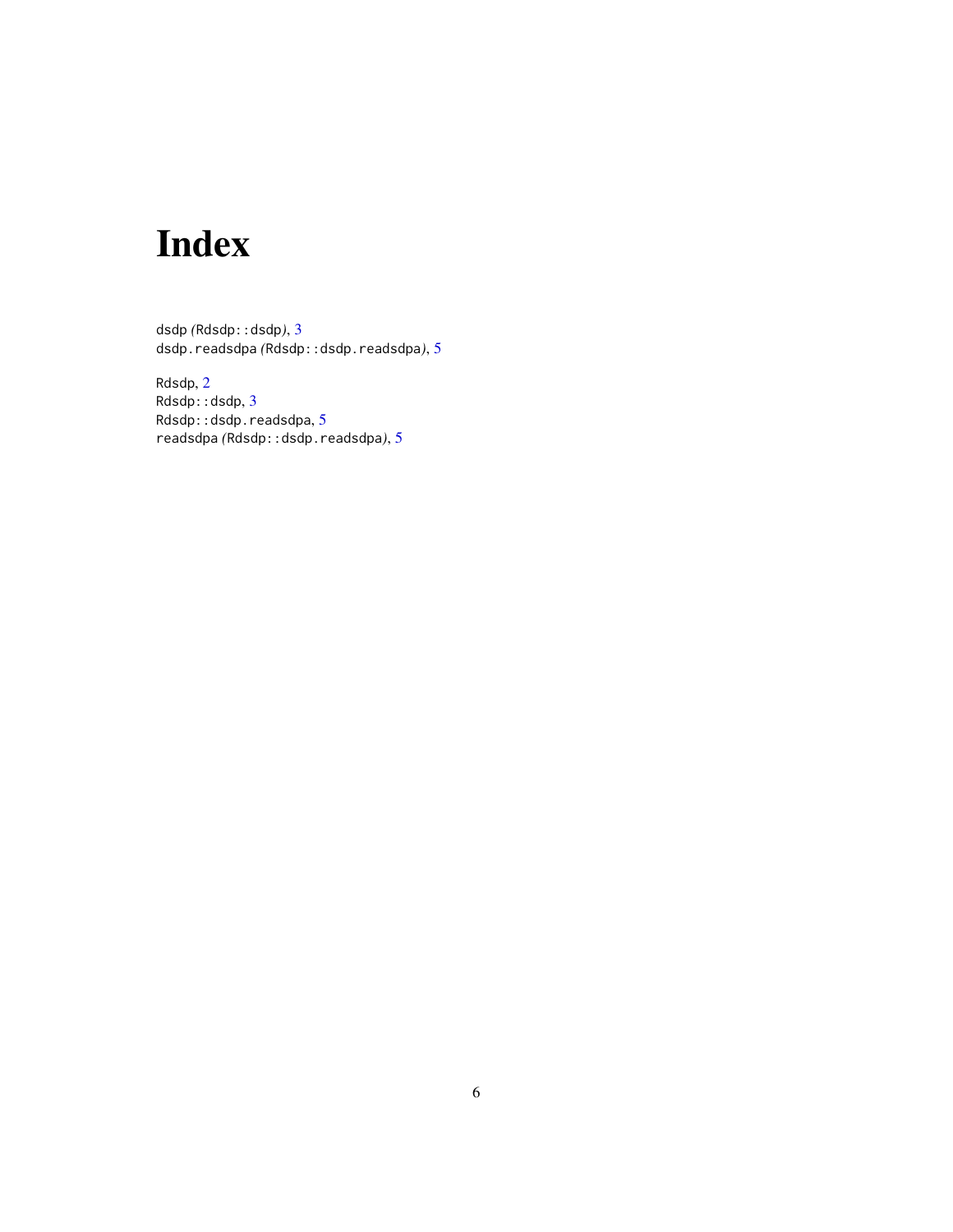# Index

dsdp *(*Rdsdp::dsdp*)*, 3
dsdp.readsdpa *(*Rdsdp::dsdp.readsdpa*)*, 5

Rdsdp, 2
Rdsdp::dsdp, 3
Rdsdp::dsdp.readsdpa, 5
readsdpa *(*Rdsdp::dsdp.readsdpa*)*, 5